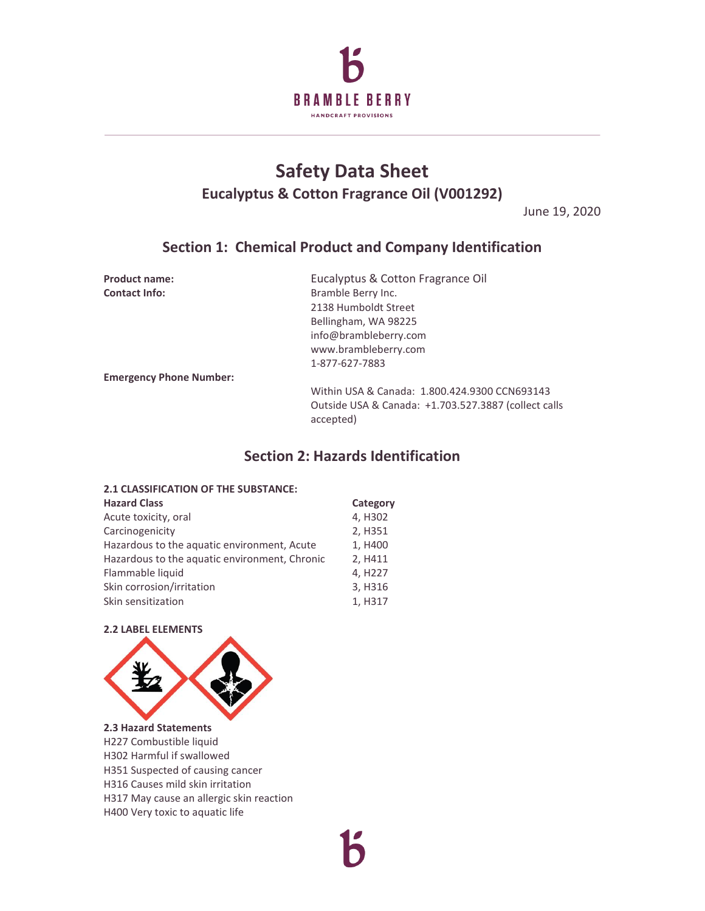BRAMBLE BERRY

HANDCRAFT PROVISIONS

# Safety Data Sheet

## Eucalyptus & Cotton Fragrance Oil (V001292)

June 19, 2020

## Section 1: Chemical Product and Company Identification

| | |
|---|---|
| **Product name:** | Eucalyptus & Cotton Fragrance Oil |
| **Contact Info:** | Bramble Berry Inc.<br>2138 Humboldt Street<br>Bellingham, WA 98225<br>info@brambleberry.com<br>www.brambleberry.com<br>1-877-627-7883 |
| **Emergency Phone Number:** | Within USA & Canada: 1.800.424.9300 CCN693143<br>Outside USA & Canada: +1.703.527.3887 (collect calls accepted) |

## Section 2: Hazards Identification

**2.1 CLASSIFICATION OF THE SUBSTANCE:**

| Hazard Class | Category |
|---|---|
| Acute toxicity, oral | 4, H302 |
| Carcinogenicity | 2, H351 |
| Hazardous to the aquatic environment, Acute | 1, H400 |
| Hazardous to the aquatic environment, Chronic | 2, H411 |
| Flammable liquid | 4, H227 |
| Skin corrosion/irritation | 3, H316 |
| Skin sensitization | 1, H317 |

**2.2 LABEL ELEMENTS**

**2.3 Hazard Statements**

H227 Combustible liquid
H302 Harmful if swallowed
H351 Suspected of causing cancer
H316 Causes mild skin irritation
H317 May cause an allergic skin reaction
H400 Very toxic to aquatic life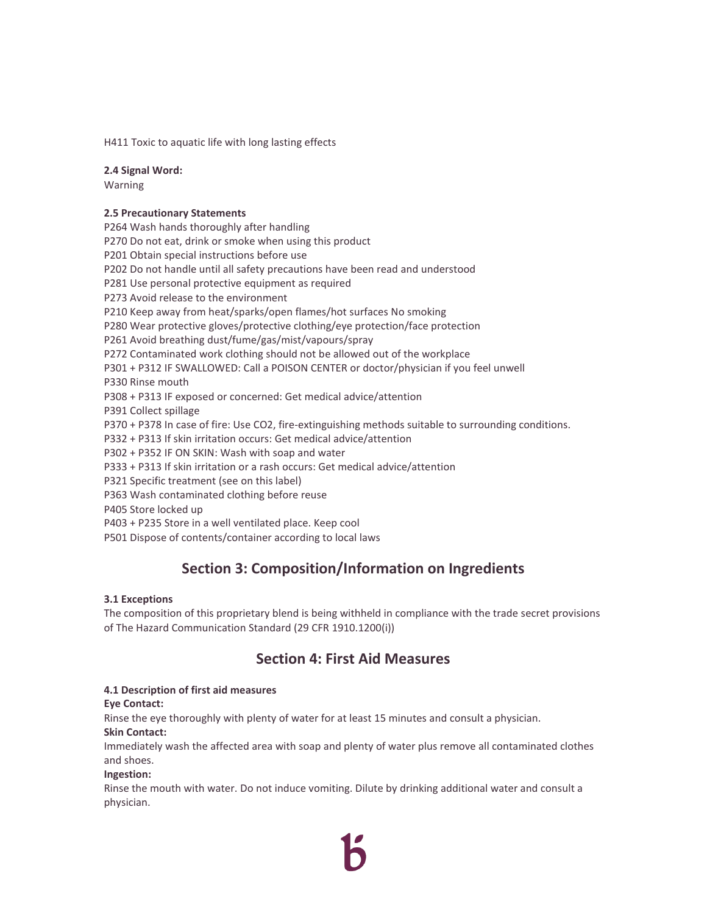H411 Toxic to aquatic life with long lasting effects

**2.4 Signal Word:**
Warning

**2.5 Precautionary Statements**
P264 Wash hands thoroughly after handling
P270 Do not eat, drink or smoke when using this product
P201 Obtain special instructions before use
P202 Do not handle until all safety precautions have been read and understood
P281 Use personal protective equipment as required
P273 Avoid release to the environment
P210 Keep away from heat/sparks/open flames/hot surfaces No smoking
P280 Wear protective gloves/protective clothing/eye protection/face protection
P261 Avoid breathing dust/fume/gas/mist/vapours/spray
P272 Contaminated work clothing should not be allowed out of the workplace
P301 + P312 IF SWALLOWED: Call a POISON CENTER or doctor/physician if you feel unwell
P330 Rinse mouth
P308 + P313 IF exposed or concerned: Get medical advice/attention
P391 Collect spillage
P370 + P378 In case of fire: Use $CO_2$, fire-extinguishing methods suitable to surrounding conditions.
P332 + P313 If skin irritation occurs: Get medical advice/attention
P302 + P352 IF ON SKIN: Wash with soap and water
P333 + P313 If skin irritation or a rash occurs: Get medical advice/attention
P321 Specific treatment (see on this label)
P363 Wash contaminated clothing before reuse
P405 Store locked up
P403 + P235 Store in a well ventilated place. Keep cool
P501 Dispose of contents/container according to local laws

## Section 3: Composition/Information on Ingredients

**3.1 Exceptions**
The composition of this proprietary blend is being withheld in compliance with the trade secret provisions of The Hazard Communication Standard (29 CFR 1910.1200(i))

## Section 4: First Aid Measures

**4.1 Description of first aid measures**
**Eye Contact:**
Rinse the eye thoroughly with plenty of water for at least 15 minutes and consult a physician.
**Skin Contact:**
Immediately wash the affected area with soap and plenty of water plus remove all contaminated clothes and shoes.
**Ingestion:**
Rinse the mouth with water. Do not induce vomiting. Dilute by drinking additional water and consult a physician.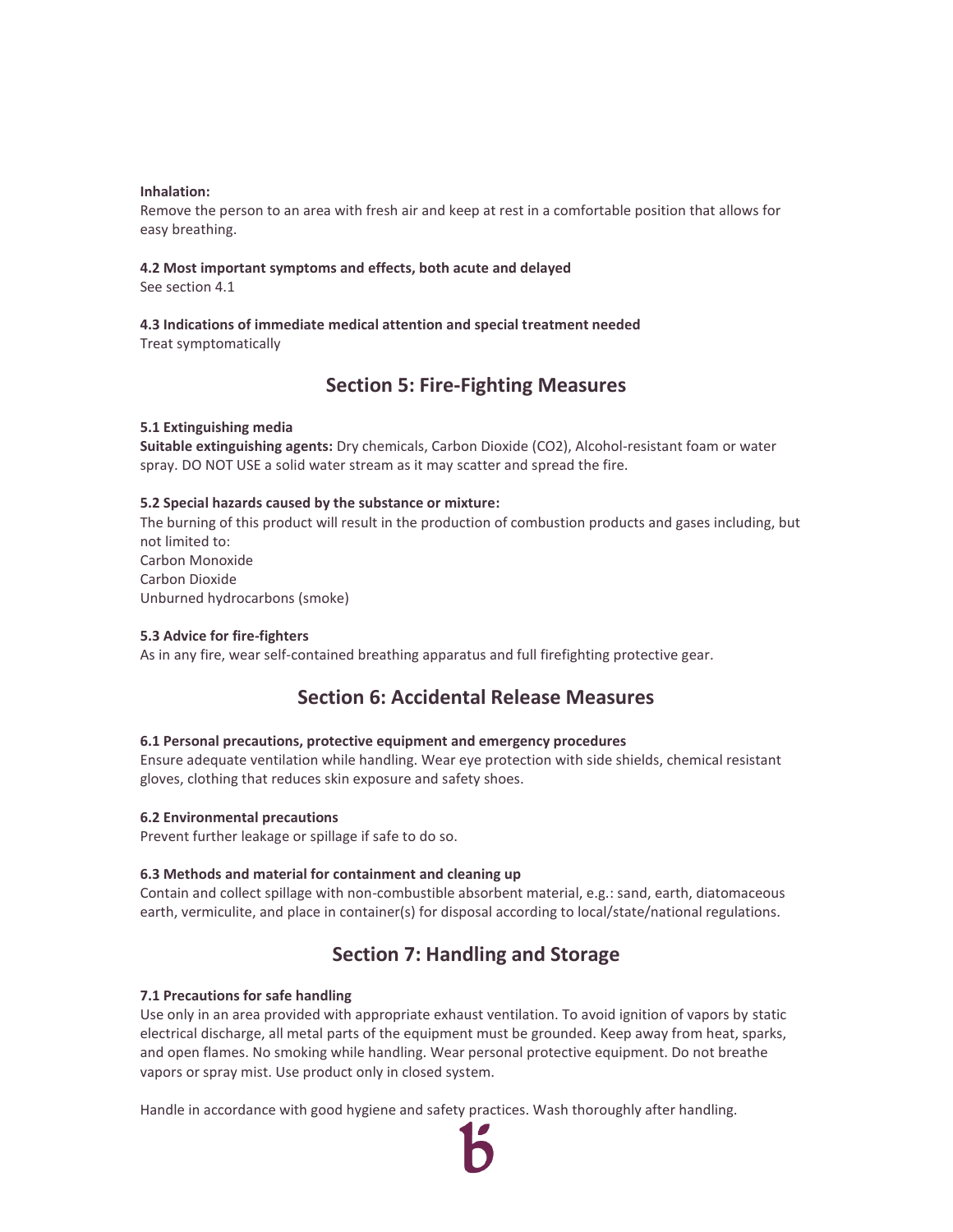**Inhalation:**
Remove the person to an area with fresh air and keep at rest in a comfortable position that allows for easy breathing.

**4.2 Most important symptoms and effects, both acute and delayed**
See section 4.1

**4.3 Indications of immediate medical attention and special treatment needed**
Treat symptomatically

## Section 5: Fire-Fighting Measures

**5.1 Extinguishing media**
**Suitable extinguishing agents:** Dry chemicals, Carbon Dioxide ($CO_2$), Alcohol-resistant foam or water spray. DO NOT USE a solid water stream as it may scatter and spread the fire.

**5.2 Special hazards caused by the substance or mixture:**
The burning of this product will result in the production of combustion products and gases including, but not limited to:
Carbon Monoxide
Carbon Dioxide
Unburned hydrocarbons (smoke)

**5.3 Advice for fire-fighters**
As in any fire, wear self-contained breathing apparatus and full firefighting protective gear.

## Section 6: Accidental Release Measures

**6.1 Personal precautions, protective equipment and emergency procedures**
Ensure adequate ventilation while handling. Wear eye protection with side shields, chemical resistant gloves, clothing that reduces skin exposure and safety shoes.

**6.2 Environmental precautions**
Prevent further leakage or spillage if safe to do so.

**6.3 Methods and material for containment and cleaning up**
Contain and collect spillage with non-combustible absorbent material, e.g.: sand, earth, diatomaceous earth, vermiculite, and place in container(s) for disposal according to local/state/national regulations.

## Section 7: Handling and Storage

**7.1 Precautions for safe handling**
Use only in an area provided with appropriate exhaust ventilation. To avoid ignition of vapors by static electrical discharge, all metal parts of the equipment must be grounded. Keep away from heat, sparks, and open flames. No smoking while handling. Wear personal protective equipment. Do not breathe vapors or spray mist. Use product only in closed system.

Handle in accordance with good hygiene and safety practices. Wash thoroughly after handling.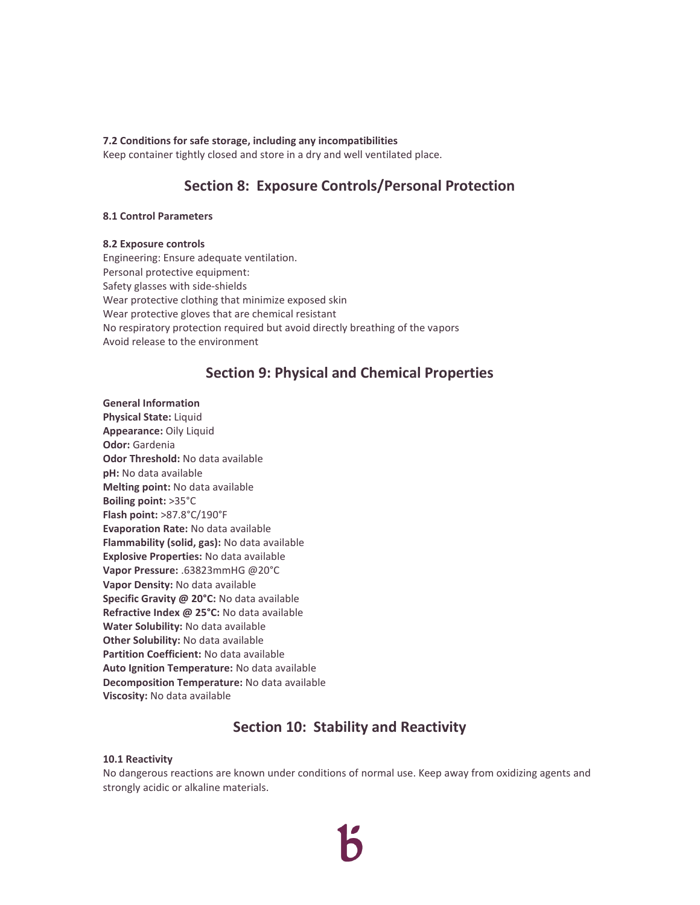**7.2 Conditions for safe storage, including any incompatibilities**

Keep container tightly closed and store in a dry and well ventilated place.

## Section 8: Exposure Controls/Personal Protection

**8.1 Control Parameters**

**8.2 Exposure controls**

Engineering: Ensure adequate ventilation.
Personal protective equipment:
Safety glasses with side-shields
Wear protective clothing that minimize exposed skin
Wear protective gloves that are chemical resistant
No respiratory protection required but avoid directly breathing of the vapors
Avoid release to the environment

## Section 9: Physical and Chemical Properties

**General Information**
**Physical State:** Liquid
**Appearance:** Oily Liquid
**Odor:** Gardenia
**Odor Threshold:** No data available
**pH:** No data available
**Melting point:** No data available
**Boiling point:** >35°C
**Flash point:** >87.8°C/190°F
**Evaporation Rate:** No data available
**Flammability (solid, gas):** No data available
**Explosive Properties:** No data available
**Vapor Pressure:** .63823mmHG @20°C
**Vapor Density:** No data available
**Specific Gravity @ 20°C:** No data available
**Refractive Index @ 25°C:** No data available
**Water Solubility:** No data available
**Other Solubility:** No data available
**Partition Coefficient:** No data available
**Auto Ignition Temperature:** No data available
**Decomposition Temperature:** No data available
**Viscosity:** No data available

## Section 10: Stability and Reactivity

**10.1 Reactivity**

No dangerous reactions are known under conditions of normal use. Keep away from oxidizing agents and strongly acidic or alkaline materials.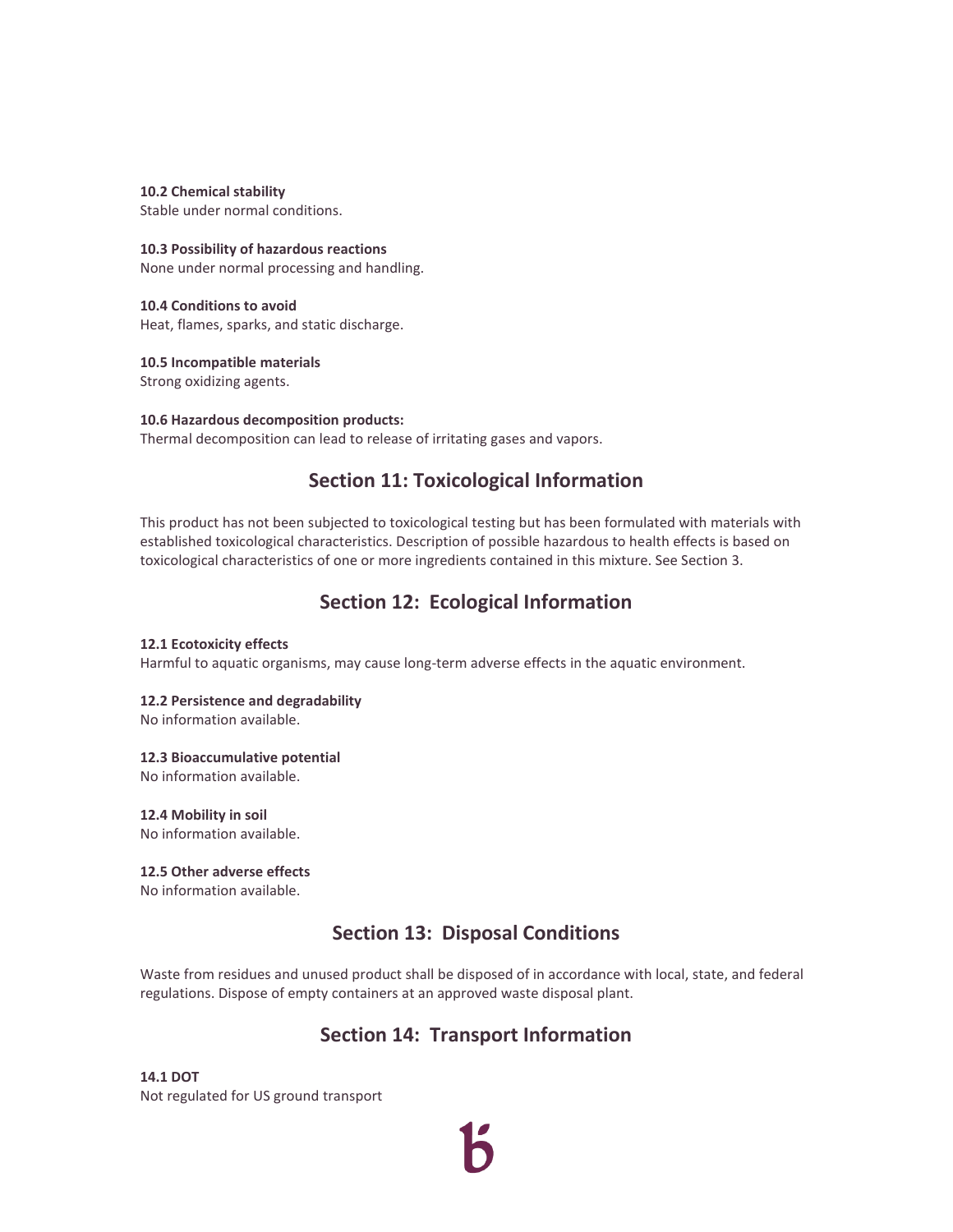**10.2 Chemical stability**
Stable under normal conditions.

**10.3 Possibility of hazardous reactions**
None under normal processing and handling.

**10.4 Conditions to avoid**
Heat, flames, sparks, and static discharge.

**10.5 Incompatible materials**
Strong oxidizing agents.

**10.6 Hazardous decomposition products:**
Thermal decomposition can lead to release of irritating gases and vapors.

## Section 11: Toxicological Information

This product has not been subjected to toxicological testing but has been formulated with materials with established toxicological characteristics. Description of possible hazardous to health effects is based on toxicological characteristics of one or more ingredients contained in this mixture. See Section 3.

## Section 12: Ecological Information

**12.1 Ecotoxicity effects**
Harmful to aquatic organisms, may cause long-term adverse effects in the aquatic environment.

**12.2 Persistence and degradability**
No information available.

**12.3 Bioaccumulative potential**
No information available.

**12.4 Mobility in soil**
No information available.

**12.5 Other adverse effects**
No information available.

## Section 13: Disposal Conditions

Waste from residues and unused product shall be disposed of in accordance with local, state, and federal regulations. Dispose of empty containers at an approved waste disposal plant.

## Section 14: Transport Information

**14.1 DOT**
Not regulated for US ground transport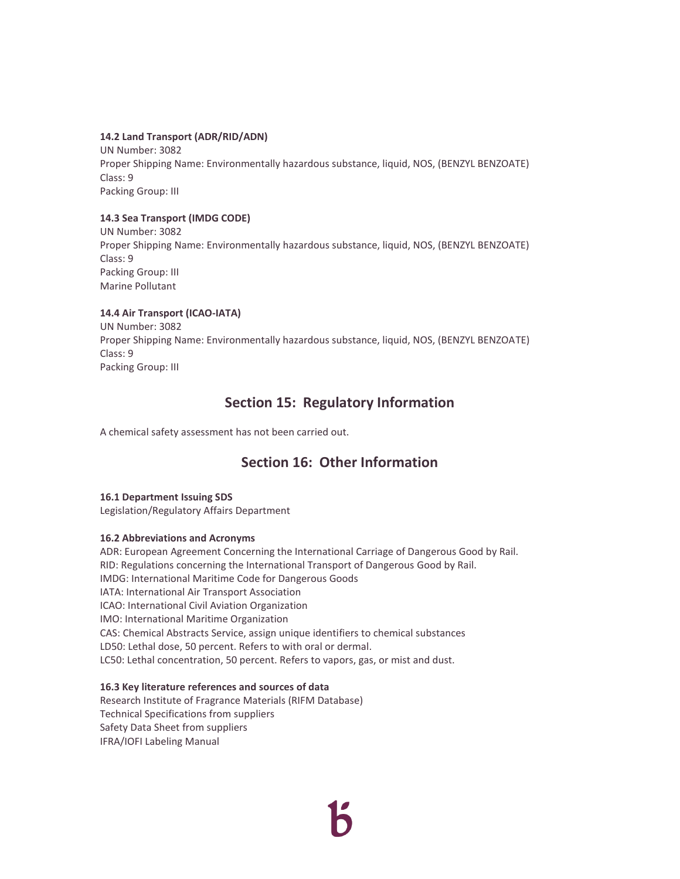**14.2 Land Transport (ADR/RID/ADN)**
UN Number: 3082
Proper Shipping Name: Environmentally hazardous substance, liquid, NOS, (BENZYL BENZOATE)
Class: 9
Packing Group: III

**14.3 Sea Transport (IMDG CODE)**
UN Number: 3082
Proper Shipping Name: Environmentally hazardous substance, liquid, NOS, (BENZYL BENZOATE)
Class: 9
Packing Group: III
Marine Pollutant

**14.4 Air Transport (ICAO-IATA)**
UN Number: 3082
Proper Shipping Name: Environmentally hazardous substance, liquid, NOS, (BENZYL BENZOATE)
Class: 9
Packing Group: III

## Section 15: Regulatory Information

A chemical safety assessment has not been carried out.

## Section 16: Other Information

**16.1 Department Issuing SDS**
Legislation/Regulatory Affairs Department

**16.2 Abbreviations and Acronyms**
ADR: European Agreement Concerning the International Carriage of Dangerous Good by Rail.
RID: Regulations concerning the International Transport of Dangerous Good by Rail.
IMDG: International Maritime Code for Dangerous Goods
IATA: International Air Transport Association
ICAO: International Civil Aviation Organization
IMO: International Maritime Organization
CAS: Chemical Abstracts Service, assign unique identifiers to chemical substances
LD50: Lethal dose, 50 percent. Refers to with oral or dermal.
LC50: Lethal concentration, 50 percent. Refers to vapors, gas, or mist and dust.

**16.3 Key literature references and sources of data**
Research Institute of Fragrance Materials (RIFM Database)
Technical Specifications from suppliers
Safety Data Sheet from suppliers
IFRA/IOFI Labeling Manual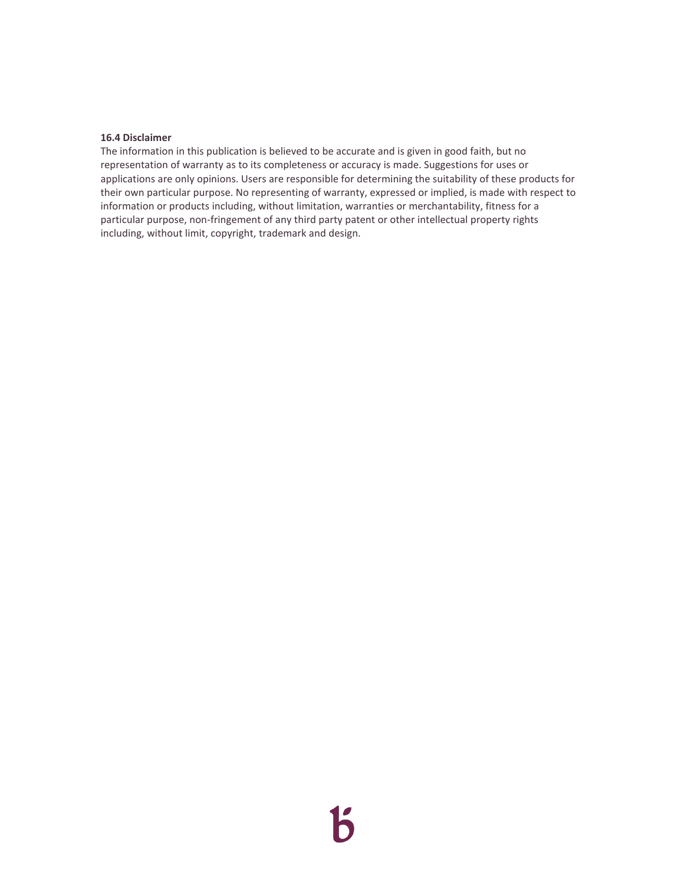**16.4 Disclaimer**

The information in this publication is believed to be accurate and is given in good faith, but no representation of warranty as to its completeness or accuracy is made. Suggestions for uses or applications are only opinions. Users are responsible for determining the suitability of these products for their own particular purpose. No representing of warranty, expressed or implied, is made with respect to information or products including, without limitation, warranties or merchantability, fitness for a particular purpose, non-fringement of any third party patent or other intellectual property rights including, without limit, copyright, trademark and design.